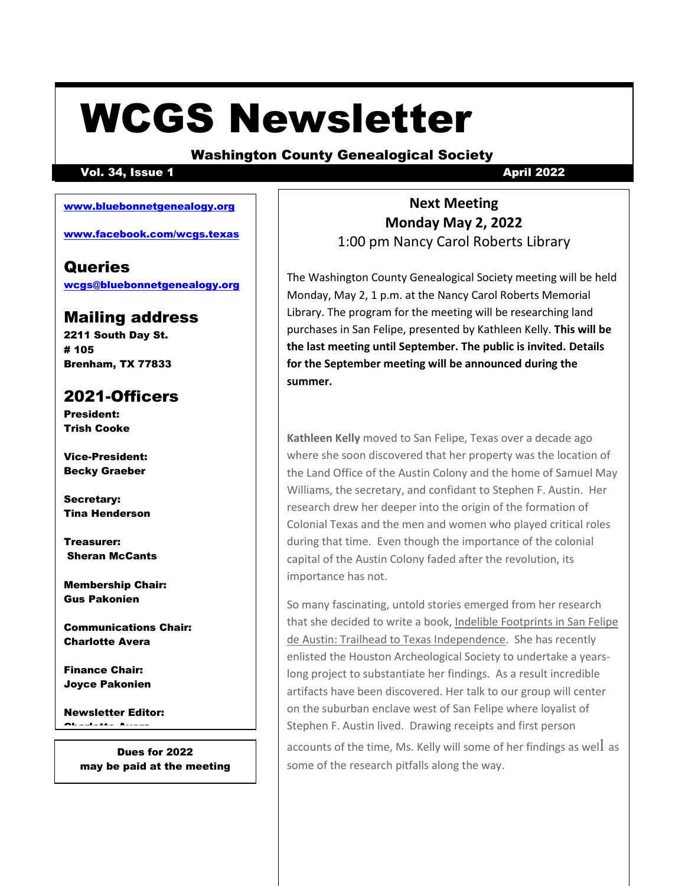# WCGS Newsletter

Washington County Genealogical Society

**Vol. 34, Issue 1** **April 2022**

**www.bluebonnetgenealogy.org**

**www.facebook.com/wcgs.texas**

## Queries

**wcgs@bluebonnetgenealogy.org**

## Mailing address

**2211 South Day St.**
**# 105**
**Brenham, TX 77833**

## 2021-Officers

**President:**
**Trish Cooke**

**Vice-President:**
**Becky Graeber**

**Secretary:**
**Tina Henderson**

**Treasurer:**
**Sheran McCants**

**Membership Chair:**
**Gus Pakonien**

**Communications Chair:**
**Charlotte Avera**

**Finance Chair:**
**Joyce Pakonien**

**Newsletter Editor:**
**Charlotte Avera**

**Dues for 2022 may be paid at the meeting**

## Next Meeting
## Monday May 2, 2022
1:00 pm Nancy Carol Roberts Library

The Washington County Genealogical Society meeting will be held Monday, May 2, 1 p.m. at the Nancy Carol Roberts Memorial Library. The program for the meeting will be researching land purchases in San Felipe, presented by Kathleen Kelly. **This will be the last meeting until September. The public is invited. Details for the September meeting will be announced during the summer.**

**Kathleen Kelly** moved to San Felipe, Texas over a decade ago where she soon discovered that her property was the location of the Land Office of the Austin Colony and the home of Samuel May Williams, the secretary, and confidant to Stephen F. Austin. Her research drew her deeper into the origin of the formation of Colonial Texas and the men and women who played critical roles during that time. Even though the importance of the colonial capital of the Austin Colony faded after the revolution, its importance has not.

So many fascinating, untold stories emerged from her research that she decided to write a book, Indelible Footprints in San Felipe de Austin: Trailhead to Texas Independence. She has recently enlisted the Houston Archeological Society to undertake a years-long project to substantiate her findings. As a result incredible artifacts have been discovered. Her talk to our group will center on the suburban enclave west of San Felipe where loyalist of Stephen F. Austin lived. Drawing receipts and first person accounts of the time, Ms. Kelly will some of her findings as well as some of the research pitfalls along the way.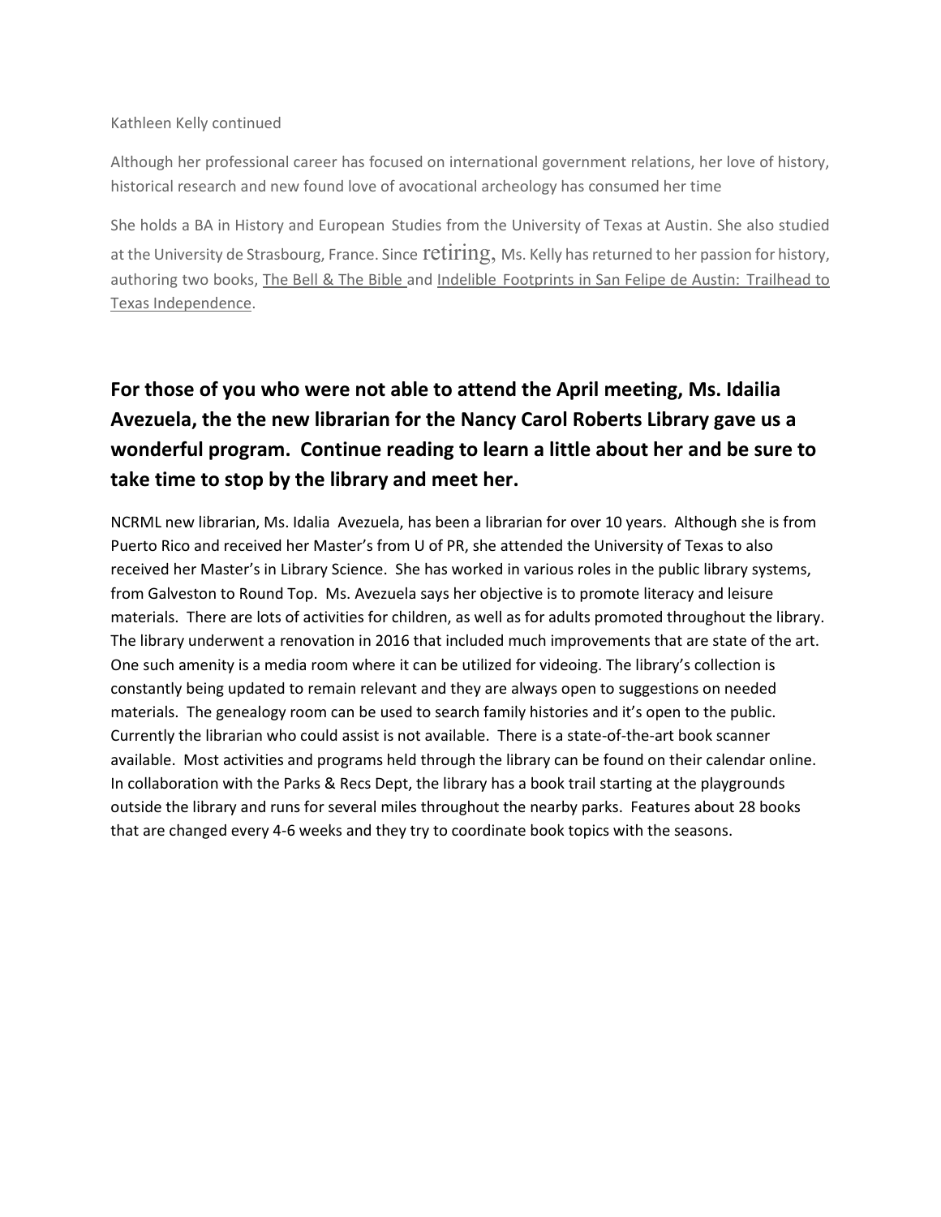Kathleen Kelly continued

Although her professional career has focused on international government relations, her love of history, historical research and new found love of avocational archeology has consumed her time

She holds a BA in History and European Studies from the University of Texas at Austin. She also studied at the University de Strasbourg, France. Since retiring, Ms. Kelly has returned to her passion for history, authoring two books, The Bell & The Bible and Indelible Footprints in San Felipe de Austin: Trailhead to Texas Independence.

**For those of you who were not able to attend the April meeting, Ms. Idailia Avezuela, the the new librarian for the Nancy Carol Roberts Library gave us a wonderful program. Continue reading to learn a little about her and be sure to take time to stop by the library and meet her.**

NCRML new librarian, Ms. Idalia Avezuela, has been a librarian for over 10 years. Although she is from Puerto Rico and received her Master's from U of PR, she attended the University of Texas to also received her Master's in Library Science. She has worked in various roles in the public library systems, from Galveston to Round Top. Ms. Avezuela says her objective is to promote literacy and leisure materials. There are lots of activities for children, as well as for adults promoted throughout the library. The library underwent a renovation in 2016 that included much improvements that are state of the art. One such amenity is a media room where it can be utilized for videoing. The library's collection is constantly being updated to remain relevant and they are always open to suggestions on needed materials. The genealogy room can be used to search family histories and it's open to the public. Currently the librarian who could assist is not available. There is a state-of-the-art book scanner available. Most activities and programs held through the library can be found on their calendar online. In collaboration with the Parks & Recs Dept, the library has a book trail starting at the playgrounds outside the library and runs for several miles throughout the nearby parks. Features about 28 books that are changed every 4-6 weeks and they try to coordinate book topics with the seasons.